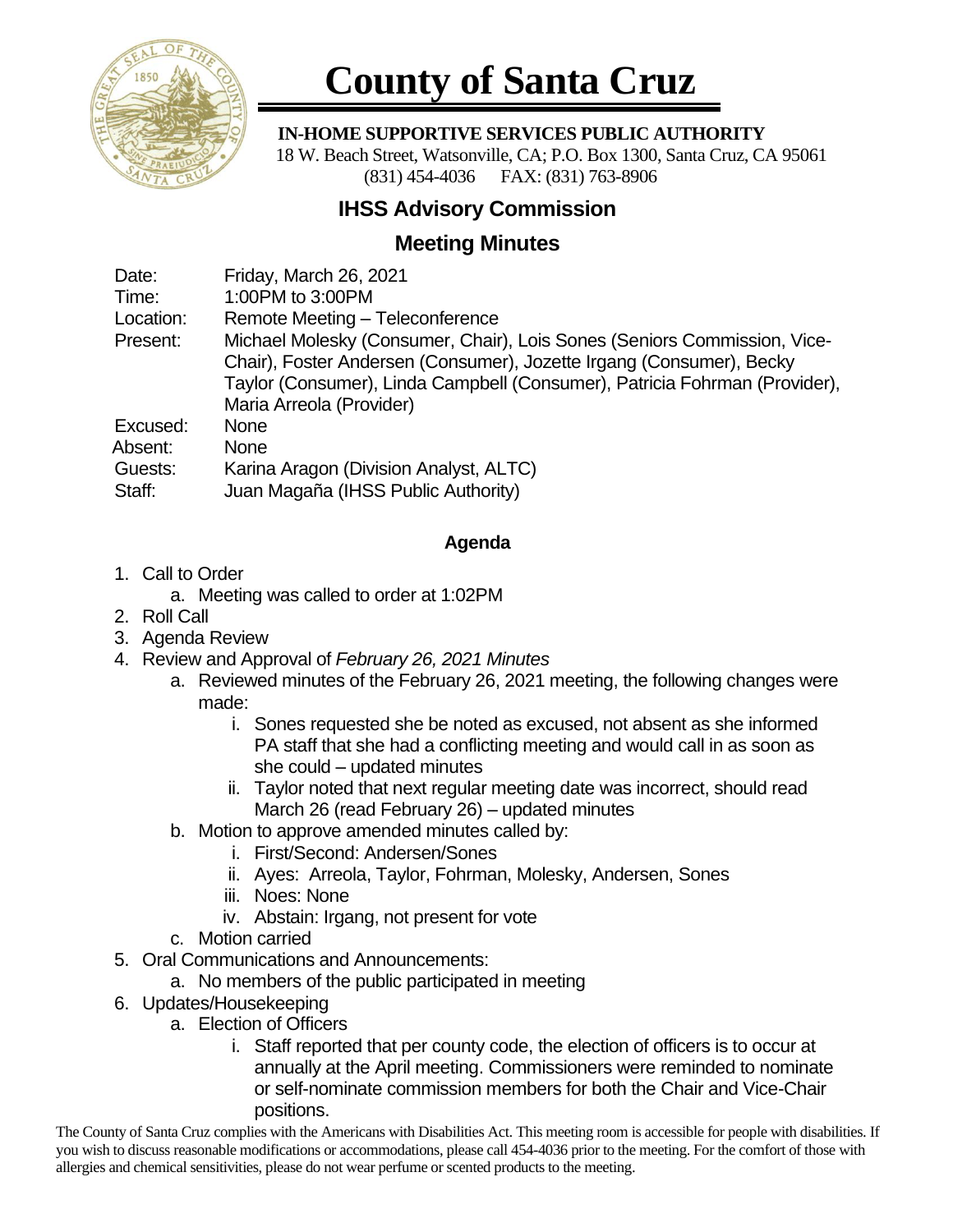# County of Santa Cruz

**IN-HOME SUPPORTIVE SERVICES PUBLIC AUTHORITY**

18 W. Beach Street, Watsonville, CA; P.O. Box 1300, Santa Cruz, CA 95061

(831) 454-4036 FAX: (831) 763-8906

## IHSS Advisory Commission

## Meeting Minutes

| | |
|---|---|
| Date: | Friday, March 26, 2021 |
| Time: | 1:00PM to 3:00PM |
| Location: | Remote Meeting – Teleconference |
| Present: | Michael Molesky (Consumer, Chair), Lois Sones (Seniors Commission, Vice-Chair), Foster Andersen (Consumer), Jozette Irgang (Consumer), Becky Taylor (Consumer), Linda Campbell (Consumer), Patricia Fohrman (Provider), Maria Arreola (Provider) |
| Excused: | None |
| Absent: | None |
| Guests: | Karina Aragon (Division Analyst, ALTC) |
| Staff: | Juan Magaña (IHSS Public Authority) |

### Agenda

1. Call to Order
   a. Meeting was called to order at 1:02PM
2. Roll Call
3. Agenda Review
4. Review and Approval of *February 26, 2021 Minutes*
   a. Reviewed minutes of the February 26, 2021 meeting, the following changes were made:
      i. Sones requested she be noted as excused, not absent as she informed PA staff that she had a conflicting meeting and would call in as soon as she could – updated minutes
      ii. Taylor noted that next regular meeting date was incorrect, should read March 26 (read February 26) – updated minutes
   b. Motion to approve amended minutes called by:
      i. First/Second: Andersen/Sones
      ii. Ayes: Arreola, Taylor, Fohrman, Molesky, Andersen, Sones
      iii. Noes: None
      iv. Abstain: Irgang, not present for vote
   c. Motion carried
5. Oral Communications and Announcements:
   a. No members of the public participated in meeting
6. Updates/Housekeeping
   a. Election of Officers
      i. Staff reported that per county code, the election of officers is to occur at annually at the April meeting. Commissioners were reminded to nominate or self-nominate commission members for both the Chair and Vice-Chair positions.

The County of Santa Cruz complies with the Americans with Disabilities Act. This meeting room is accessible for people with disabilities. If you wish to discuss reasonable modifications or accommodations, please call 454-4036 prior to the meeting. For the comfort of those with allergies and chemical sensitivities, please do not wear perfume or scented products to the meeting.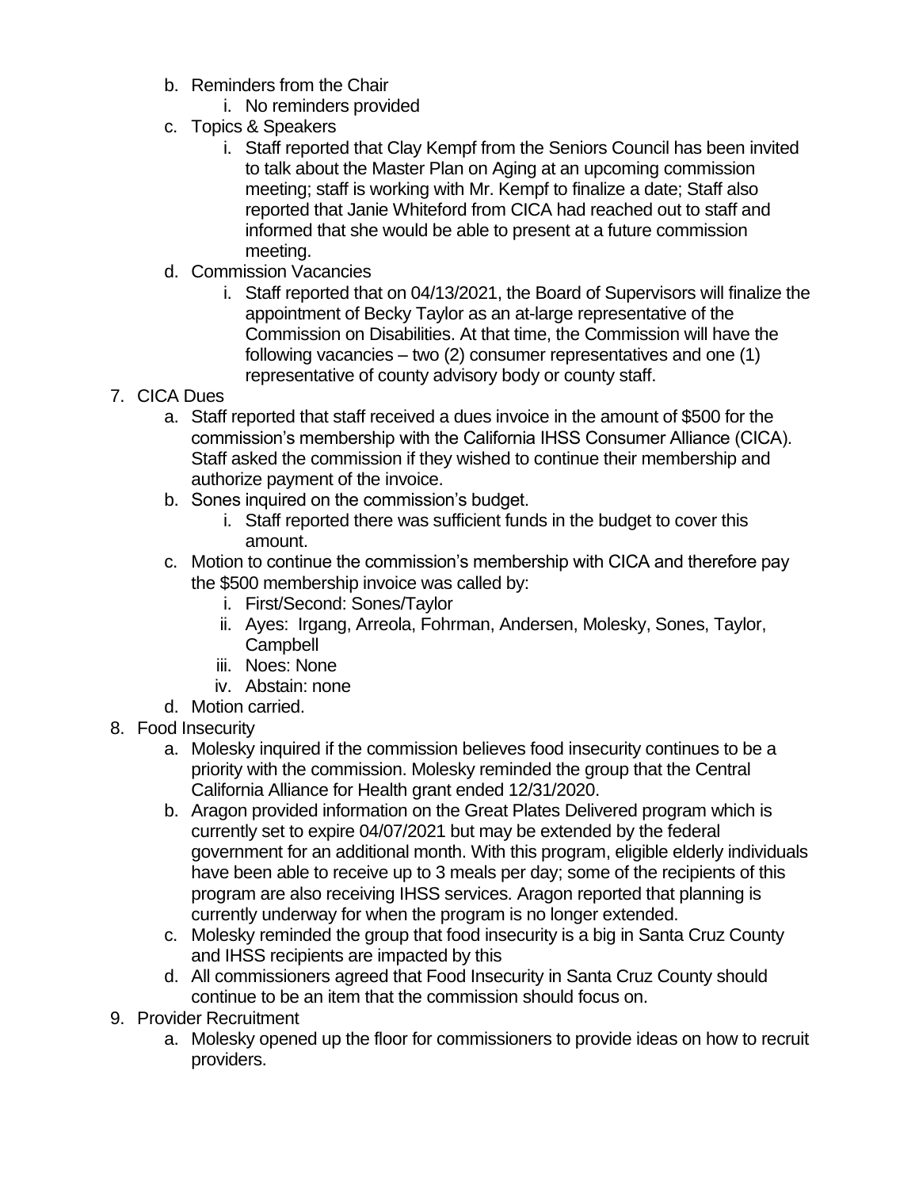b. Reminders from the Chair
    i. No reminders provided
c. Topics & Speakers
    i. Staff reported that Clay Kempf from the Seniors Council has been invited to talk about the Master Plan on Aging at an upcoming commission meeting; staff is working with Mr. Kempf to finalize a date; Staff also reported that Janie Whiteford from CICA had reached out to staff and informed that she would be able to present at a future commission meeting.
d. Commission Vacancies
    i. Staff reported that on 04/13/2021, the Board of Supervisors will finalize the appointment of Becky Taylor as an at-large representative of the Commission on Disabilities. At that time, the Commission will have the following vacancies – two (2) consumer representatives and one (1) representative of county advisory body or county staff.

7. CICA Dues
    a. Staff reported that staff received a dues invoice in the amount of $500 for the commission's membership with the California IHSS Consumer Alliance (CICA). Staff asked the commission if they wished to continue their membership and authorize payment of the invoice.
    b. Sones inquired on the commission's budget.
        i. Staff reported there was sufficient funds in the budget to cover this amount.
    c. Motion to continue the commission's membership with CICA and therefore pay the $500 membership invoice was called by:
        i. First/Second: Sones/Taylor
        ii. Ayes: Irgang, Arreola, Fohrman, Andersen, Molesky, Sones, Taylor, Campbell
        iii. Noes: None
        iv. Abstain: none
    d. Motion carried.
8. Food Insecurity
    a. Molesky inquired if the commission believes food insecurity continues to be a priority with the commission. Molesky reminded the group that the Central California Alliance for Health grant ended 12/31/2020.
    b. Aragon provided information on the Great Plates Delivered program which is currently set to expire 04/07/2021 but may be extended by the federal government for an additional month. With this program, eligible elderly individuals have been able to receive up to 3 meals per day; some of the recipients of this program are also receiving IHSS services. Aragon reported that planning is currently underway for when the program is no longer extended.
    c. Molesky reminded the group that food insecurity is a big in Santa Cruz County and IHSS recipients are impacted by this
    d. All commissioners agreed that Food Insecurity in Santa Cruz County should continue to be an item that the commission should focus on.
9. Provider Recruitment
    a. Molesky opened up the floor for commissioners to provide ideas on how to recruit providers.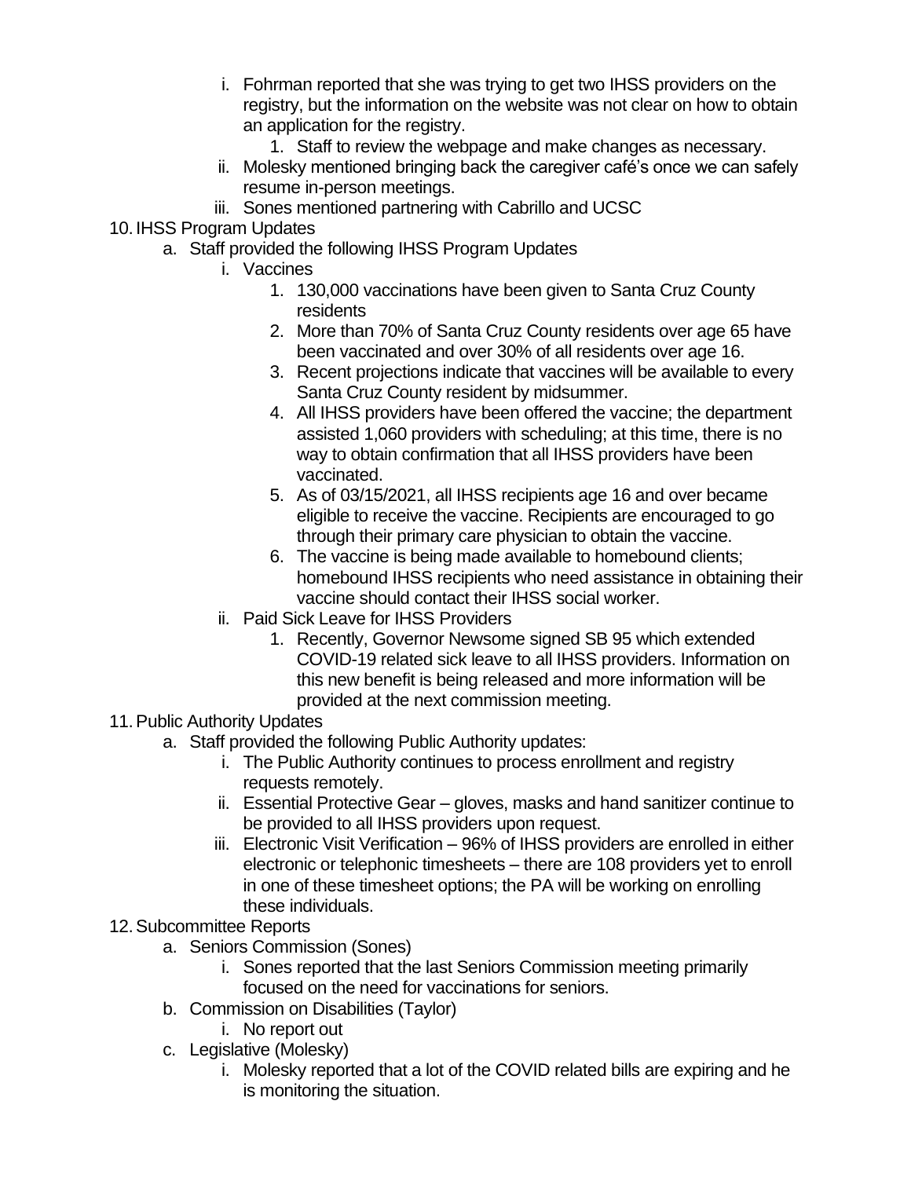i. Fohrman reported that she was trying to get two IHSS providers on the registry, but the information on the website was not clear on how to obtain an application for the registry.
      1. Staff to review the webpage and make changes as necessary.
   ii. Molesky mentioned bringing back the caregiver café's once we can safely resume in-person meetings.
   iii. Sones mentioned partnering with Cabrillo and UCSC

10. IHSS Program Updates
    a. Staff provided the following IHSS Program Updates
       i. Vaccines
          1. 130,000 vaccinations have been given to Santa Cruz County residents
          2. More than 70% of Santa Cruz County residents over age 65 have been vaccinated and over 30% of all residents over age 16.
          3. Recent projections indicate that vaccines will be available to every Santa Cruz County resident by midsummer.
          4. All IHSS providers have been offered the vaccine; the department assisted 1,060 providers with scheduling; at this time, there is no way to obtain confirmation that all IHSS providers have been vaccinated.
          5. As of 03/15/2021, all IHSS recipients age 16 and over became eligible to receive the vaccine. Recipients are encouraged to go through their primary care physician to obtain the vaccine.
          6. The vaccine is being made available to homebound clients; homebound IHSS recipients who need assistance in obtaining their vaccine should contact their IHSS social worker.
       ii. Paid Sick Leave for IHSS Providers
          1. Recently, Governor Newsome signed SB 95 which extended COVID-19 related sick leave to all IHSS providers. Information on this new benefit is being released and more information will be provided at the next commission meeting.

11. Public Authority Updates
    a. Staff provided the following Public Authority updates:
       i. The Public Authority continues to process enrollment and registry requests remotely.
       ii. Essential Protective Gear – gloves, masks and hand sanitizer continue to be provided to all IHSS providers upon request.
       iii. Electronic Visit Verification – 96% of IHSS providers are enrolled in either electronic or telephonic timesheets – there are 108 providers yet to enroll in one of these timesheet options; the PA will be working on enrolling these individuals.

12. Subcommittee Reports
    a. Seniors Commission (Sones)
       i. Sones reported that the last Seniors Commission meeting primarily focused on the need for vaccinations for seniors.
    b. Commission on Disabilities (Taylor)
       i. No report out
    c. Legislative (Molesky)
       i. Molesky reported that a lot of the COVID related bills are expiring and he is monitoring the situation.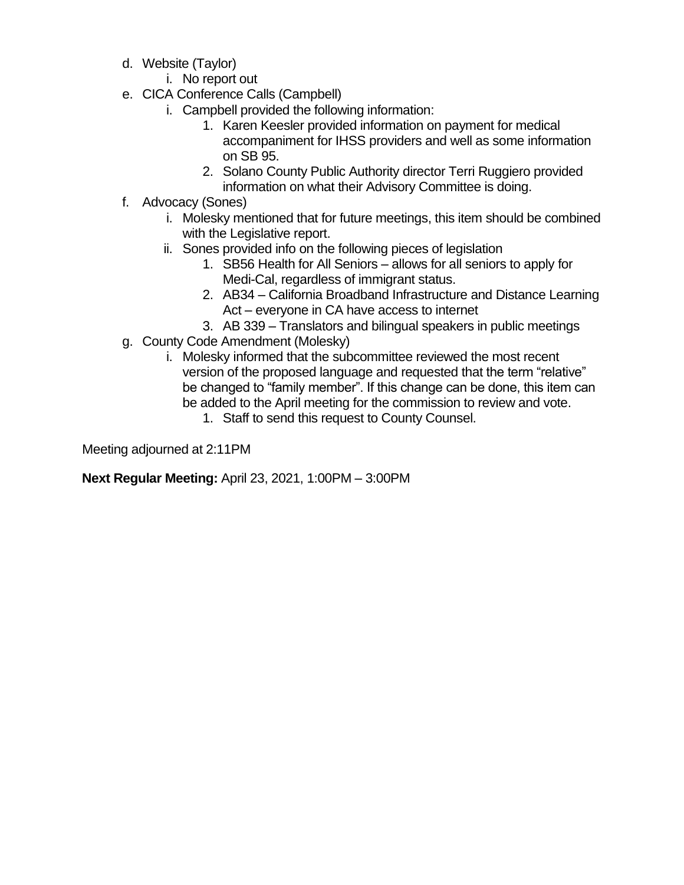d. Website (Taylor)
    i. No report out
e. CICA Conference Calls (Campbell)
    i. Campbell provided the following information:
        1. Karen Keesler provided information on payment for medical accompaniment for IHSS providers and well as some information on SB 95.
        2. Solano County Public Authority director Terri Ruggiero provided information on what their Advisory Committee is doing.
f. Advocacy (Sones)
    i. Molesky mentioned that for future meetings, this item should be combined with the Legislative report.
    ii. Sones provided info on the following pieces of legislation
        1. SB56 Health for All Seniors – allows for all seniors to apply for Medi-Cal, regardless of immigrant status.
        2. AB34 – California Broadband Infrastructure and Distance Learning Act – everyone in CA have access to internet
        3. AB 339 – Translators and bilingual speakers in public meetings
g. County Code Amendment (Molesky)
    i. Molesky informed that the subcommittee reviewed the most recent version of the proposed language and requested that the term "relative" be changed to "family member". If this change can be done, this item can be added to the April meeting for the commission to review and vote.
        1. Staff to send this request to County Counsel.

Meeting adjourned at 2:11PM

**Next Regular Meeting:** April 23, 2021, 1:00PM – 3:00PM